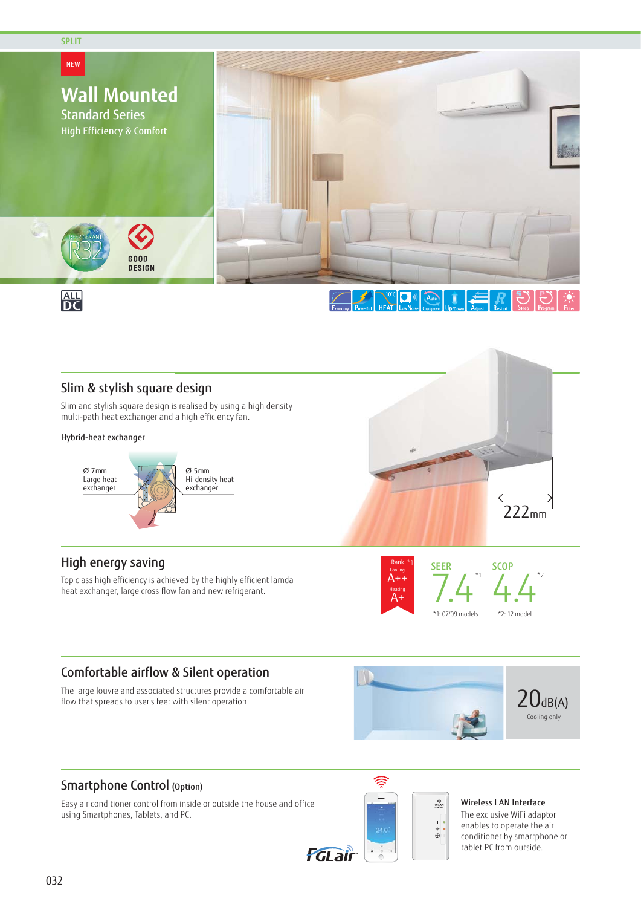SPLIT

NEW

# Wall Mounted

## Standard Series

High Efficiency & Comfort

REFRIGERANT R32

GOOD DESIGN

ALL DC

Economy | Powerful | 10°C HEAT | Low Noise | Auto Changeover | Up/Down | Adjust | Restart | Sleep | Program | Filter

## Slim & stylish square design

Slim and stylish square design is realised by using a high density multi-path heat exchanger and a high efficiency fan.

**Hybrid-heat exchanger**

Ø 7mm
Large heat exchanger

Ø 5mm
Hi-density heat exchanger

222mm

## High energy saving

Top class high efficiency is achieved by the highly efficient lamda heat exchanger, large cross flow fan and new refrigerant.

Rank *1
Cooling A++
Heating A+

SEER 7.4 *1

SCOP 4.4 *2

*1: 07/09 models

*2: 12 model

## Comfortable airflow & Silent operation

The large louvre and associated structures provide a comfortable air flow that spreads to user's feet with silent operation.

20dB(A)
Cooling only

## Smartphone Control (Option)

Easy air conditioner control from inside or outside the house and office using Smartphones, Tablets, and PC.

FGLair

**Wireless LAN Interface**

The exclusive WiFi adaptor enables to operate the air conditioner by smartphone or tablet PC from outside.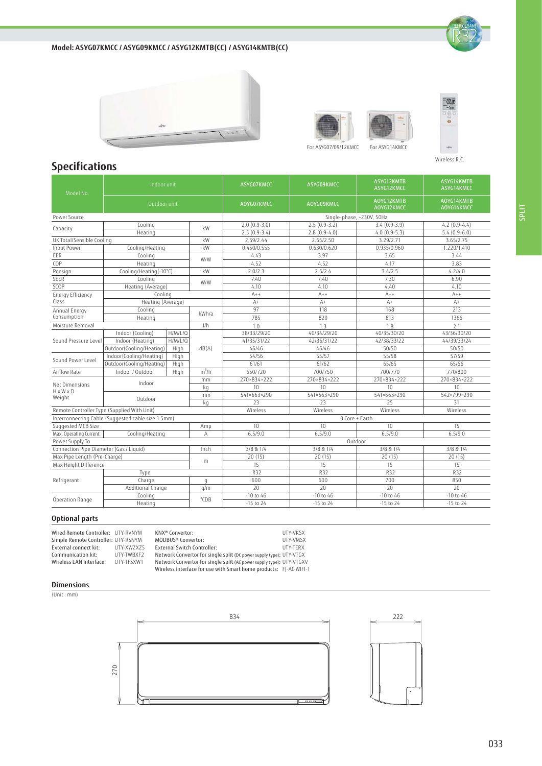**Model: ASYG07KMCC / ASYG09KMCC / ASYG12KMTB(CC) / ASYG14KMTB(CC)**

For ASYG07/09/12KMCC   For ASYG14KMCC

Wireless R.C.

## Specifications

| Model No. | Indoor unit | | | ASYG07KMCC | ASYG09KMCC | ASYG12KMTB ASYG12KMCC | ASYG14KMTB ASYG14KMCC |
|---|---|---|---|---|---|---|---|
| | Outdoor unit | | | AOYG07KMCC | AOYG09KMCC | AOYG12KMTB AOYG12KMCC | AOYG14KMTB AOYG14KMCC |
| Power Source | | | | Single-phase, ~230V, 50Hz | | | |
| Capacity | Cooling | | kW | 2.0 (0.9-3.0) | 2.5 (0.9-3.2) | 3.4 (0.9-3.9) | 4.2 (0.9-4.4) |
| | Heating | | | 2.5 (0.9-3.4) | 2.8 (0.9-4.0) | 4.0 (0.9-5.3) | 5.4 (0.9-6.0) |
| UK Total/Sensible Cooling | | | kW | 2.59/2.44 | 2.65/2.50 | 3.29/2.71 | 3.65/2.75 |
| Input Power | Cooling/Heating | | kW | 0.450/0.555 | 0.630/0.620 | 0.935/0.960 | 1.220/1.410 |
| EER | Cooling | | W/W | 4.43 | 3.97 | 3.65 | 3.44 |
| COP | Heating | | | 4.52 | 4.52 | 4.17 | 3.83 |
| Pdesign | Cooling/Heating(-10°C) | | kW | 2.0/2.3 | 2.5/2.4 | 3.4/2.5 | 4.2/4.0 |
| SEER | Cooling | | W/W | 7.40 | 7.40 | 7.30 | 6.90 |
| SCOP | Heating (Average) | | | 4.10 | 4.10 | 4.40 | 4.10 |
| Energy Efficiency Class | Cooling | | | A++ | A++ | A++ | A++ |
| | Heating (Average) | | | A+ | A+ | A+ | A+ |
| Annual Energy Consumption | Cooling | | kWh/a | 97 | 118 | 168 | 213 |
| | Heating | | | 785 | 820 | 813 | 1366 |
| Moisture Removal | | | l/h | 1.0 | 1.3 | 1.8 | 2.1 |
| Sound Pressure Level | Indoor (Cooling) | H/M/L/Q | dB(A) | 38/33/29/20 | 40/34/29/20 | 40/35/30/20 | 43/36/30/20 |
| | Indoor (Heating) | H/M/L/Q | | 41/35/31/22 | 42/36/31/22 | 42/38/33/22 | 44/39/33/24 |
| | Outdoor(Cooling/Heating) | High | | 46/46 | 46/46 | 50/50 | 50/50 |
| Sound Power Level | Indoor(Cooling/Heating) | High | | 54/56 | 55/57 | 55/58 | 57/59 |
| | Outdoor(Cooling/Heating) | High | | 61/61 | 61/62 | 65/65 | 65/66 |
| Airflow Rate | Indoor / Outdoor | High | $m^3/h$ | 650/720 | 700/750 | 700/770 | 770/800 |
| Net Dimensions H x W x D Weight | Indoor | | mm | 270×834×222 | 270×834×222 | 270×834×222 | 270×834×222 |
| | | | kg | 10 | 10 | 10 | 10 |
| | Outdoor | | mm | 541×663×290 | 541×663×290 | 541×663×290 | 542×799×290 |
| | | | kg | 23 | 23 | 25 | 31 |
| Remote Controller Type (Supplied With Unit) | | | | Wireless | Wireless | Wireless | Wireless |
| Interconnecting Cable (Suggested cable size 1.5mm) | | | | 3 Core + Earth | | | |
| Suggested MCB Size | | | Amp | 10 | 10 | 10 | 15 |
| Max. Operating Current | Cooling/Heating | | A | 6.5/9.0 | 6.5/9.0 | 6.5/9.0 | 6.5/9.0 |
| Power Supply To | | | | Outdoor | | | |
| Connection Pipe Diameter (Gas / Liquid) | | | Inch | 3/8 & 1/4 | 3/8 & 1/4 | 3/8 & 1/4 | 3/8 & 1/4 |
| Max Pipe Length (Pre-Charge) | | | m | 20 (15) | 20 (15) | 20 (15) | 20 (15) |
| Max Height Difference | | | | 15 | 15 | 15 | 15 |
| Refrigerant | Type | | | R32 | R32 | R32 | R32 |
| | Charge | | g | 600 | 600 | 700 | 850 |
| | Additional Charge | | g/m | 20 | 20 | 20 | 20 |
| Operation Range | Cooling | | °CDB | -10 to 46 | -10 to 46 | -10 to 46 | -10 to 46 |
| | Heating | | | -15 to 24 | -15 to 24 | -15 to 24 | -15 to 24 |

### Optional parts

| | | | |
|---|---|---|---|
| Wired Remote Controller: | UTY-RVNYM | KNX® Convertor: | UTY-VKSX |
| Simple Remote Controller: | UTY-RSNYM | MODBUS® Convertor: | UTY-VMSX |
| External connect kit: | UTY-XWZXZ5 | External Switch Controller: | UTY-TERX |
| Communication kit: | UTY-TWBXF2 | Network Convertor for single split (DC power supply type): | UTY-VTGX |
| Wireless LAN Interface: | UTY-TFSXW1 | Network Convertor for single split (AC power supply type): | UTY-VTGXV |
| | | Wireless interface for use with Smart home products: | FJ-AC-WIFI-1 |

### Dimensions

(Unit : mm)

834

270

222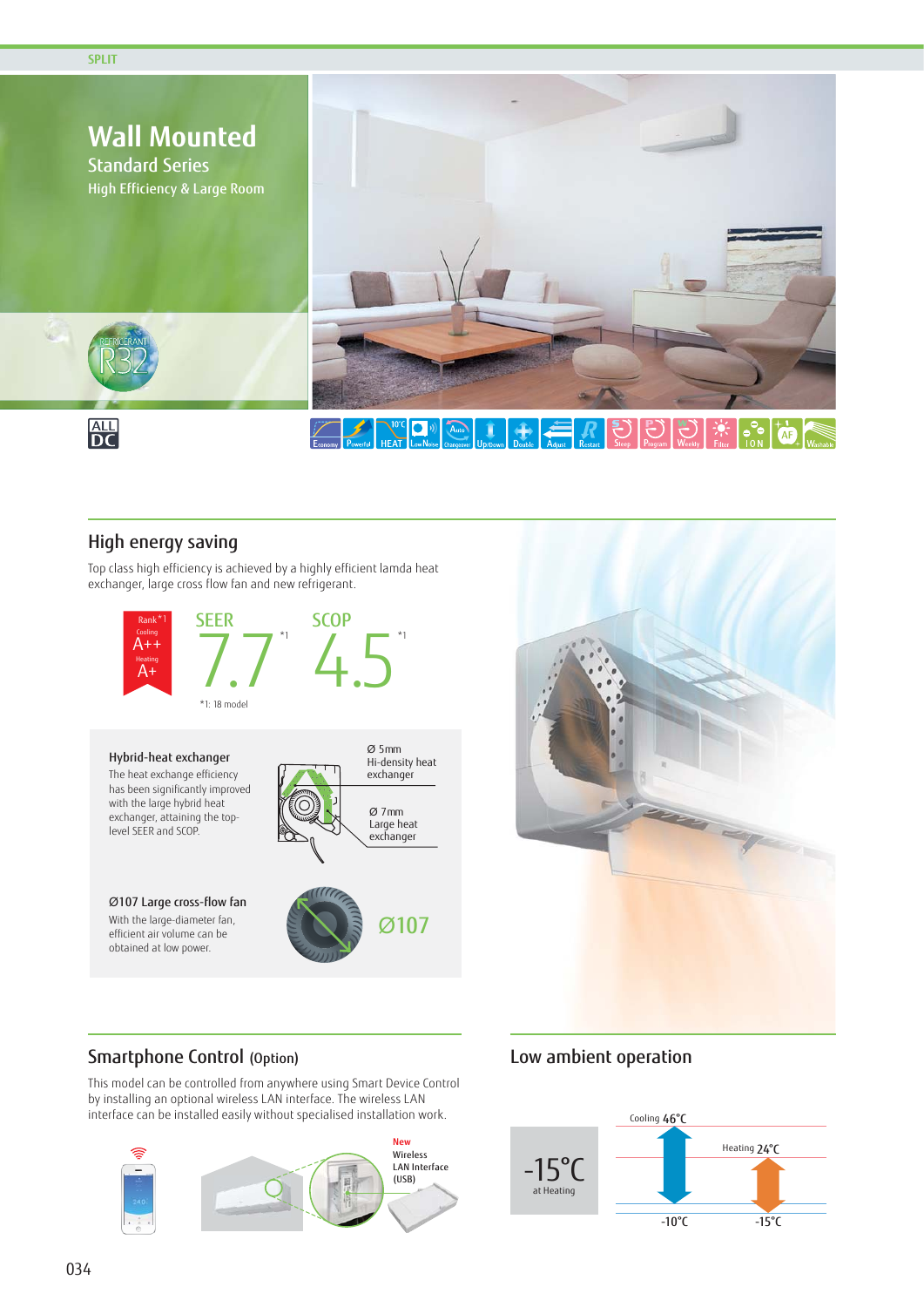SPLIT

# Wall Mounted

## Standard Series

High Efficiency & Large Room

REFRIGERANT R32

ALL DC

Economy | Powerful | 10°C HEAT | Low Noise | Changeover | Up/Down | Double | Adjust | Restart | Sleep | Program | Weekly | Filter | ION | AF | Washable

## High energy saving

Top class high efficiency is achieved by a highly efficient lamda heat exchanger, large cross flow fan and new refrigerant.

Rank*1 Cooling A++ Heating A+

SEER 7.7 *1

SCOP 4.5 *1

*1: 18 model

### Hybrid-heat exchanger

The heat exchange efficiency has been significantly improved with the large hybrid heat exchanger, attaining the top-level SEER and SCOP.

Ø 5mm Hi-density heat exchanger

Ø 7mm Large heat exchanger

### Ø107 Large cross-flow fan

With the large-diameter fan, efficient air volume can be obtained at low power.

Ø107

## Smartphone Control (Option)

This model can be controlled from anywhere using Smart Device Control by installing an optional wireless LAN interface. The wireless LAN interface can be installed easily without specialised installation work.

New Wireless LAN Interface (USB)

## Low ambient operation

-15°C at Heating

Cooling 46°C

Heating 24°C

-10°C

-15°C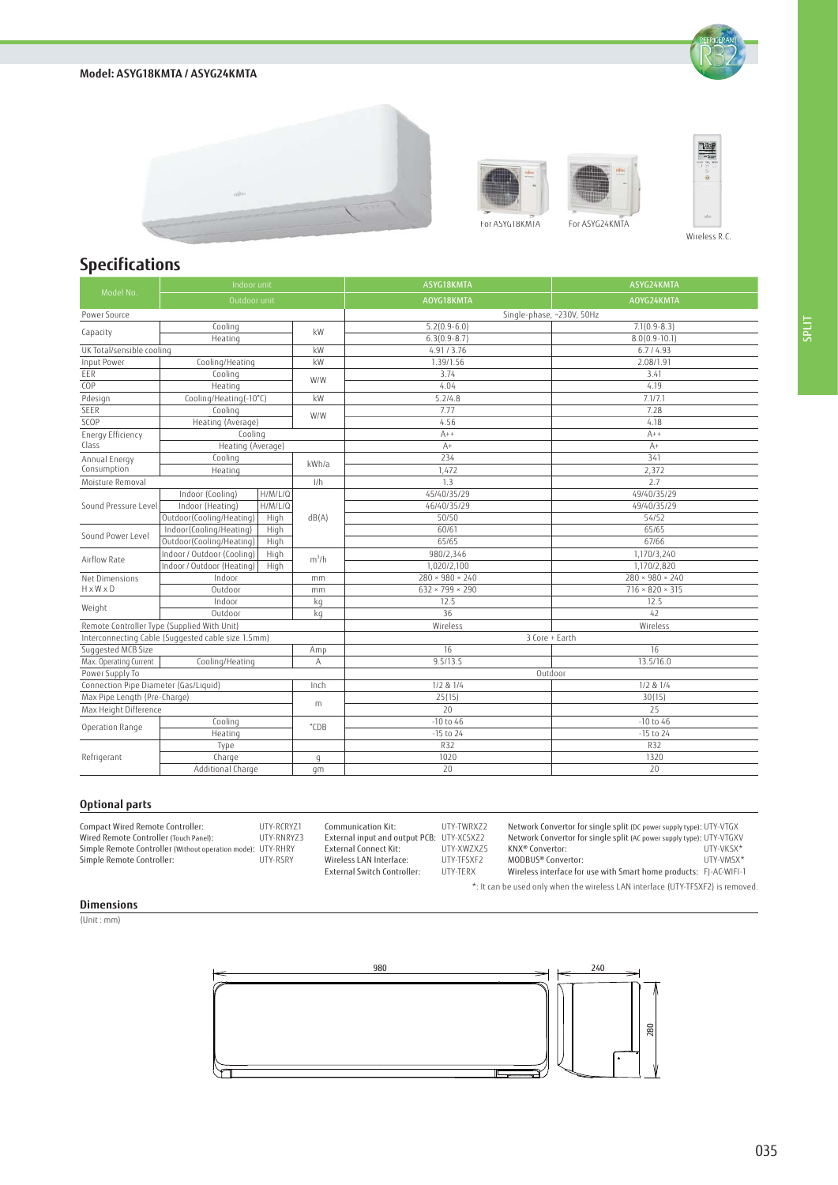**Model: ASYG18KMTA / ASYG24KMTA**

For ASYG18KMTA

For ASYG24KMTA

Wireless R.C.

## Specifications

| Model No. | Indoor unit | | | ASYG18KMTA | ASYG24KMTA |
|---|---|---|---|---|---|
| | Outdoor unit | | | AOYG18KMTA | AOYG24KMTA |
| Power Source | | | | Single-phase, ~230V, 50Hz | |
| Capacity | Cooling | | kW | 5.2(0.9-6.0) | 7.1(0.9-8.3) |
| | Heating | | | 6.3(0.9-8.7) | 8.0(0.9-10.1) |
| UK Total/sensible cooling | | | kW | 4.91 / 3.76 | 6.7 / 4.93 |
| Input Power | Cooling/Heating | | kW | 1.39/1.56 | 2.08/1.91 |
| EER | Cooling | | W/W | 3.74 | 3.41 |
| COP | Heating | | | 4.04 | 4.19 |
| Pdesign | Cooling/Heating(-10°C) | | kW | 5.2/4.8 | 7.1/7.1 |
| SEER | Cooling | | W/W | 7.77 | 7.28 |
| SCOP | Heating (Average) | | | 4.56 | 4.18 |
| Energy Efficiency Class | Cooling | | | A++ | A++ |
| | Heating (Average) | | | A+ | A+ |
| Annual Energy Consumption | Cooling | | kWh/a | 234 | 341 |
| | Heating | | | 1,472 | 2,372 |
| Moisture Removal | | | l/h | 1.3 | 2.7 |
| Sound Pressure Level | Indoor (Cooling) | H/M/L/Q | dB(A) | 45/40/35/29 | 49/40/35/29 |
| | Indoor (Heating) | H/M/L/Q | | 46/40/35/29 | 49/40/35/29 |
| | Outdoor(Cooling/Heating) | High | | 50/50 | 54/52 |
| Sound Power Level | Indoor(Cooling/Heating) | High | | 60/61 | 65/65 |
| | Outdoor(Cooling/Heating) | High | | 65/65 | 67/66 |
| Airflow Rate | Indoor / Outdoor (Cooling) | High | $m^3/h$ | 980/2,346 | 1,170/3,240 |
| | Indoor / Outdoor (Heating) | High | | 1,020/2,100 | 1,170/2,820 |
| Net Dimensions H x W x D | Indoor | | mm | 280 × 980 × 240 | 280 × 980 × 240 |
| | Outdoor | | mm | 632 × 799 × 290 | 716 × 820 × 315 |
| Weight | Indoor | | kg | 12.5 | 12.5 |
| | Outdoor | | kg | 36 | 42 |
| Remote Controller Type (Supplied With Unit) | | | | Wireless | Wireless |
| Interconnecting Cable (Suggested cable size 1.5mm) | | | | 3 Core + Earth | |
| Suggested MCB Size | | | Amp | 16 | 16 |
| Max. Operating Current | Cooling/Heating | | A | 9.5/13.5 | 13.5/16.0 |
| Power Supply To | | | | Outdoor | |
| Connection Pipe Diameter (Gas/Liquid) | | | Inch | 1/2 & 1/4 | 1/2 & 1/4 |
| Max Pipe Length (Pre-Charge) | | | m | 25(15) | 30(15) |
| Max Height Difference | | | | 20 | 25 |
| Operation Range | Cooling | | °CDB | -10 to 46 | -10 to 46 |
| | Heating | | | -15 to 24 | -15 to 24 |
| Refrigerant | Type | | | R32 | R32 |
| | Charge | | g | 1020 | 1320 |
| | Additional Charge | | gm | 20 | 20 |

### Optional parts

- Compact Wired Remote Controller: UTY-RCRYZ1
- Wired Remote Controller (Touch Panel): UTY-RNRYZ3
- Simple Remote Controller (Without operation mode): UTY-RHRY
- Simple Remote Controller: UTY-RSRY
- Communication Kit: UTY-TWRXZ2
- External input and output PCB: UTY-XCSXZ2
- External Connect Kit: UTY-XWZXZ5
- Wireless LAN Interface: UTY-TFSXF2
- External Switch Controller: UTY-TERX
- Network Convertor for single split (DC power supply type): UTY-VTGX
- Network Convertor for single split (AC power supply type): UTY-VTGXV
- KNX® Convertor: UTY-VKSX*
- MODBUS® Convertor: UTY-VMSX*
- Wireless interface for use with Smart home products: FJ-AC-WIFI-1

*: It can be used only when the wireless LAN interface (UTY-TFSXF2) is removed.

### Dimensions

(Unit : mm)

980

240

280